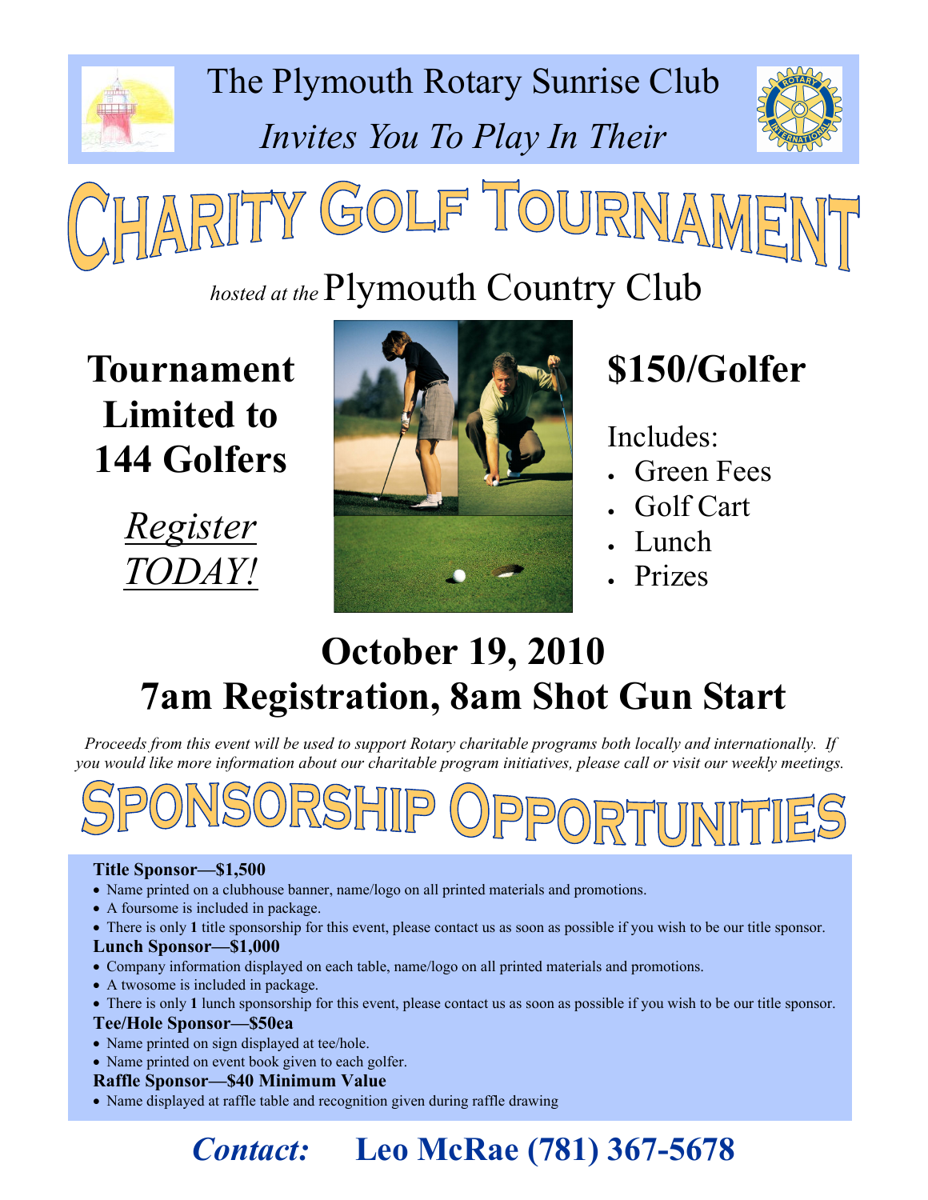The Plymouth Rotary Sunrise Club

*Invites You To Play In Their*

# CHARITY GOLF TOURNAMENT

*hosted at the* Plymouth Country Club

**Tournament Limited to 144 Golfers**

*Register TODAY!*

## $150/Golfer

Includes:

- Green Fees
- Golf Cart
- Lunch
- Prizes

## October 19, 2010
## 7am Registration, 8am Shot Gun Start

*Proceeds from this event will be used to support Rotary charitable programs both locally and internationally. If you would like more information about our charitable program initiatives, please call or visit our weekly meetings.*

# SPONSORSHIP OPPORTUNITIES

**Title Sponsor—$1,500**

- Name printed on a clubhouse banner, name/logo on all printed materials and promotions.
- A foursome is included in package.
- There is only **1** title sponsorship for this event, please contact us as soon as possible if you wish to be our title sponsor.

**Lunch Sponsor—$1,000**

- Company information displayed on each table, name/logo on all printed materials and promotions.
- A twosome is included in package.
- There is only **1** lunch sponsorship for this event, please contact us as soon as possible if you wish to be our title sponsor.

**Tee/Hole Sponsor—$50ea**

- Name printed on sign displayed at tee/hole.
- Name printed on event book given to each golfer.

**Raffle Sponsor—$40 Minimum Value**

- Name displayed at raffle table and recognition given during raffle drawing

***Contact:*** **Leo McRae (781) 367-5678**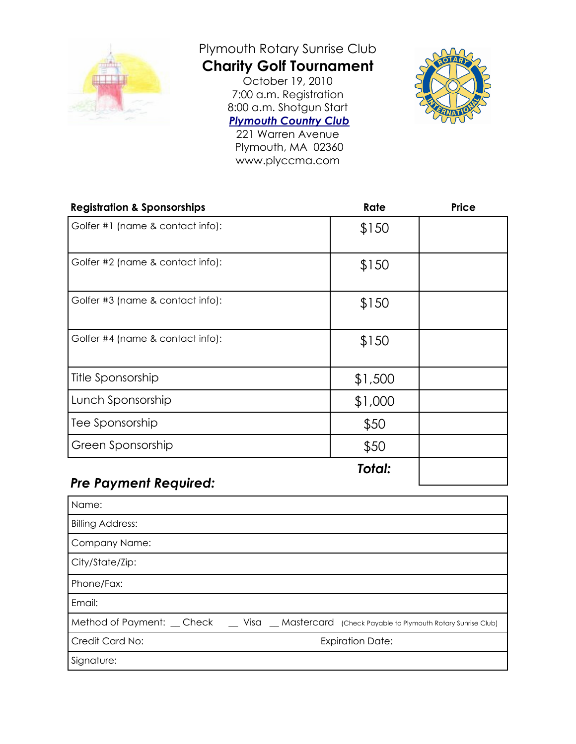Plymouth Rotary Sunrise Club

# Charity Golf Tournament

October 19, 2010
7:00 a.m. Registration
8:00 a.m. Shotgun Start
**Plymouth Country Club**
221 Warren Avenue
Plymouth, MA 02360
www.plyccma.com

| **Registration & Sponsorships** | **Rate** | **Price** |
|---|---|---|
| Golfer #1 (name & contact info): | $150 | |
| Golfer #2 (name & contact info): | $150 | |
| Golfer #3 (name & contact info): | $150 | |
| Golfer #4 (name & contact info): | $150 | |
| Title Sponsorship | $1,500 | |
| Lunch Sponsorship | $1,000 | |
| Tee Sponsorship | $50 | |
| Green Sponsorship | $50 | |
| | ***Total:*** | |

***Pre Payment Required:***

| |
|---|
| Name: |
| Billing Address: |
| Company Name: |
| City/State/Zip: |
| Phone/Fax: |
| Email: |
| Method of Payment: __ Check __ Visa __ Mastercard (Check Payable to Plymouth Rotary Sunrise Club) |
| Credit Card No: Expiration Date: |
| Signature: |